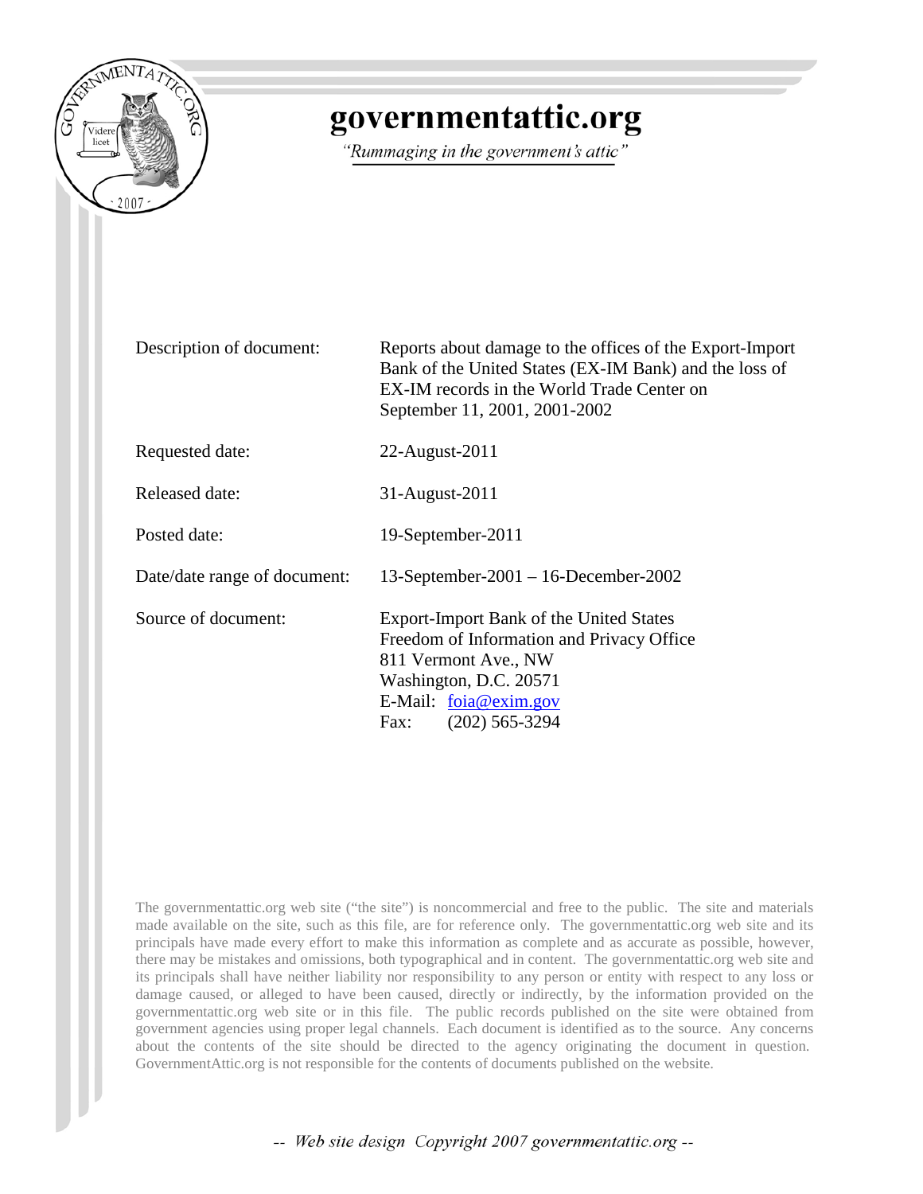# governmentattic.org

*"Rummaging in the government's attic"*

| | |
|---|---|
| Description of document: | Reports about damage to the offices of the Export-Import Bank of the United States (EX-IM Bank) and the loss of EX-IM records in the World Trade Center on September 11, 2001, 2001-2002 |
| Requested date: | 22-August-2011 |
| Released date: | 31-August-2011 |
| Posted date: | 19-September-2011 |
| Date/date range of document: | 13-September-2001 – 16-December-2002 |
| Source of document: | Export-Import Bank of the United States<br>Freedom of Information and Privacy Office<br>811 Vermont Ave., NW<br>Washington, D.C. 20571<br>E-Mail: foia@exim.gov<br>Fax: (202) 565-3294 |

The governmentattic.org web site ("the site") is noncommercial and free to the public. The site and materials made available on the site, such as this file, are for reference only. The governmentattic.org web site and its principals have made every effort to make this information as complete and as accurate as possible, however, there may be mistakes and omissions, both typographical and in content. The governmentattic.org web site and its principals shall have neither liability nor responsibility to any person or entity with respect to any loss or damage caused, or alleged to have been caused, directly or indirectly, by the information provided on the governmentattic.org web site or in this file. The public records published on the site were obtained from government agencies using proper legal channels. Each document is identified as to the source. Any concerns about the contents of the site should be directed to the agency originating the document in question. GovernmentAttic.org is not responsible for the contents of documents published on the website.

*-- Web site design Copyright 2007 governmentattic.org --*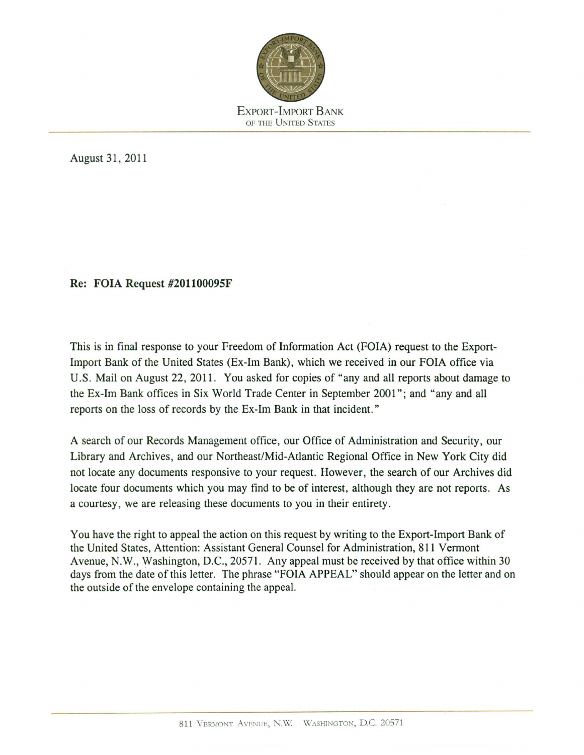EXPORT-IMPORT BANK
OF THE UNITED STATES

August 31, 2011

**Re: FOIA Request #201100095F**

This is in final response to your Freedom of Information Act (FOIA) request to the Export-Import Bank of the United States (Ex-Im Bank), which we received in our FOIA office via U.S. Mail on August 22, 2011. You asked for copies of "any and all reports about damage to the Ex-Im Bank offices in Six World Trade Center in September 2001"; and "any and all reports on the loss of records by the Ex-Im Bank in that incident."

A search of our Records Management office, our Office of Administration and Security, our Library and Archives, and our Northeast/Mid-Atlantic Regional Office in New York City did not locate any documents responsive to your request. However, the search of our Archives did locate four documents which you may find to be of interest, although they are not reports. As a courtesy, we are releasing these documents to you in their entirety.

You have the right to appeal the action on this request by writing to the Export-Import Bank of the United States, Attention: Assistant General Counsel for Administration, 811 Vermont Avenue, N.W., Washington, D.C., 20571. Any appeal must be received by that office within 30 days from the date of this letter. The phrase "FOIA APPEAL" should appear on the letter and on the outside of the envelope containing the appeal.

811 VERMONT AVENUE, N.W. WASHINGTON, D.C. 20571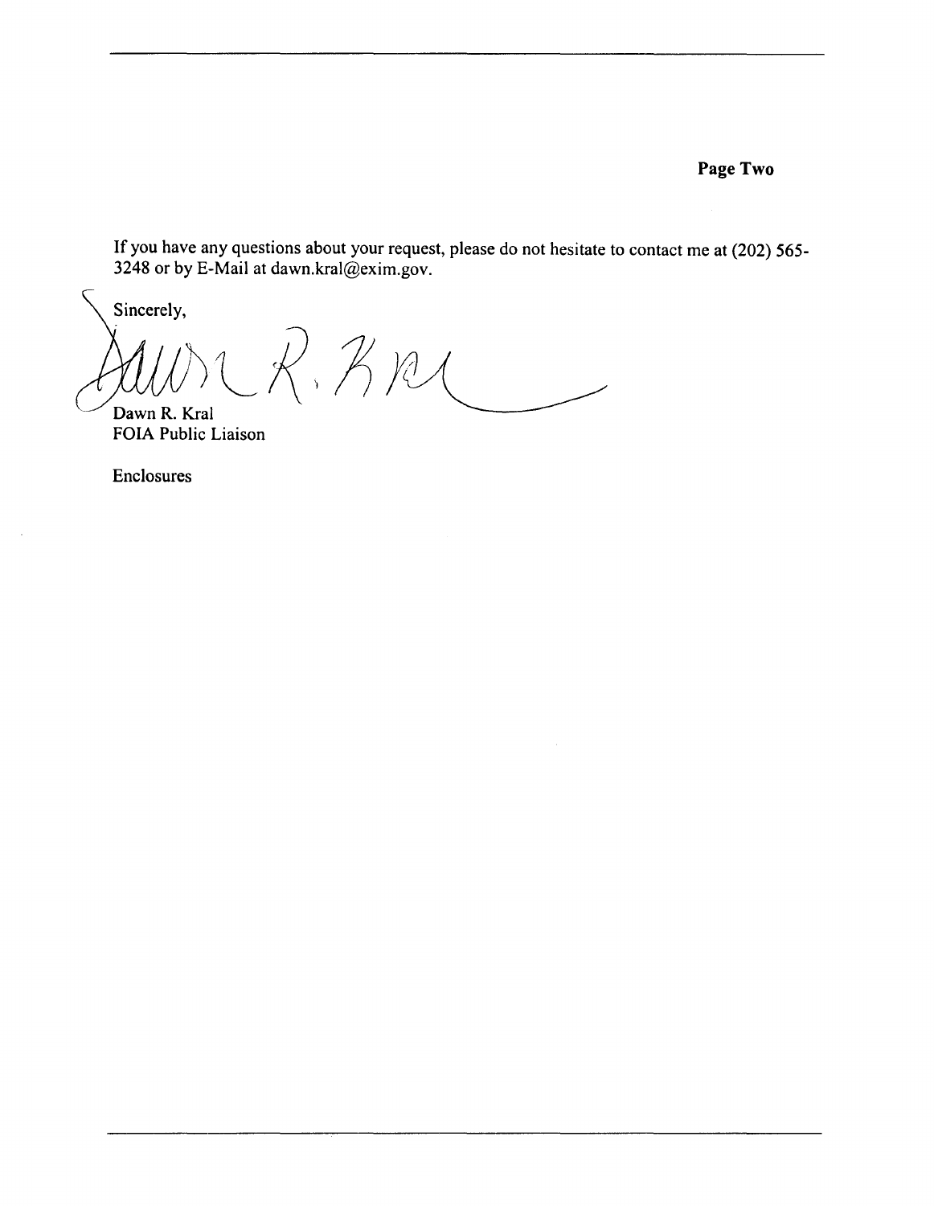**Page Two**

If you have any questions about your request, please do not hesitate to contact me at (202) 565-3248 or by E-Mail at dawn.kral@exim.gov.

Sincerely,

Dawn R. Kral
FOIA Public Liaison

Enclosures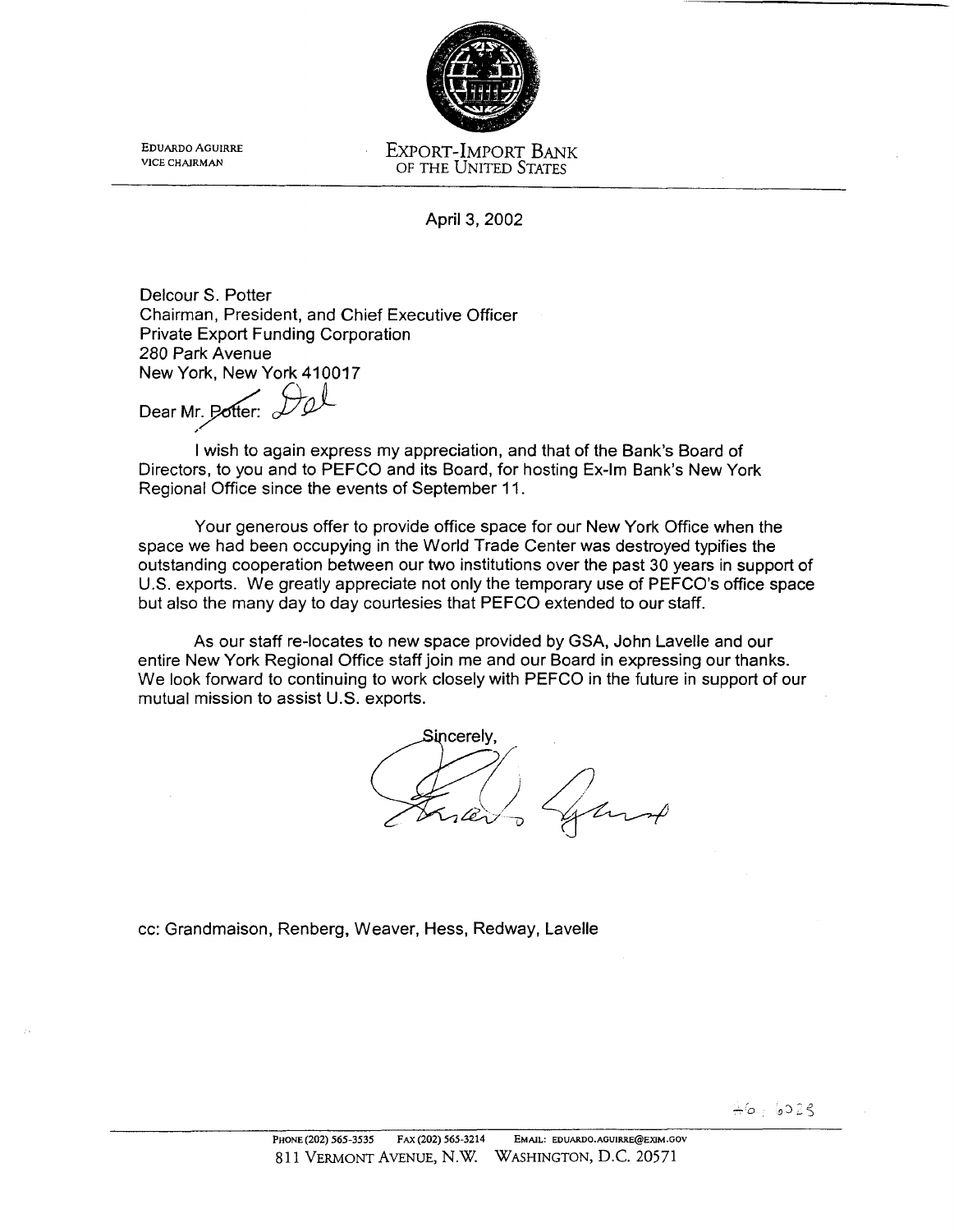EDUARDO AGUIRRE
VICE CHAIRMAN

EXPORT-IMPORT BANK
OF THE UNITED STATES

April 3, 2002

Delcour S. Potter
Chairman, President, and Chief Executive Officer
Private Export Funding Corporation
280 Park Avenue
New York, New York 410017

Dear Mr. ~~Potter~~: Del

I wish to again express my appreciation, and that of the Bank's Board of Directors, to you and to PEFCO and its Board, for hosting Ex-Im Bank's New York Regional Office since the events of September 11.

Your generous offer to provide office space for our New York Office when the space we had been occupying in the World Trade Center was destroyed typifies the outstanding cooperation between our two institutions over the past 30 years in support of U.S. exports. We greatly appreciate not only the temporary use of PEFCO's office space but also the many day to day courtesies that PEFCO extended to our staff.

As our staff re-locates to new space provided by GSA, John Lavelle and our entire New York Regional Office staff join me and our Board in expressing our thanks. We look forward to continuing to work closely with PEFCO in the future in support of our mutual mission to assist U.S. exports.

Sincerely,

cc: Grandmaison, Renberg, Weaver, Hess, Redway, Lavelle

PHONE (202) 565-3535 FAX (202) 565-3214 EMAIL: EDUARDO.AGUIRRE@EXIM.GOV
811 VERMONT AVENUE, N.W. WASHINGTON, D.C. 20571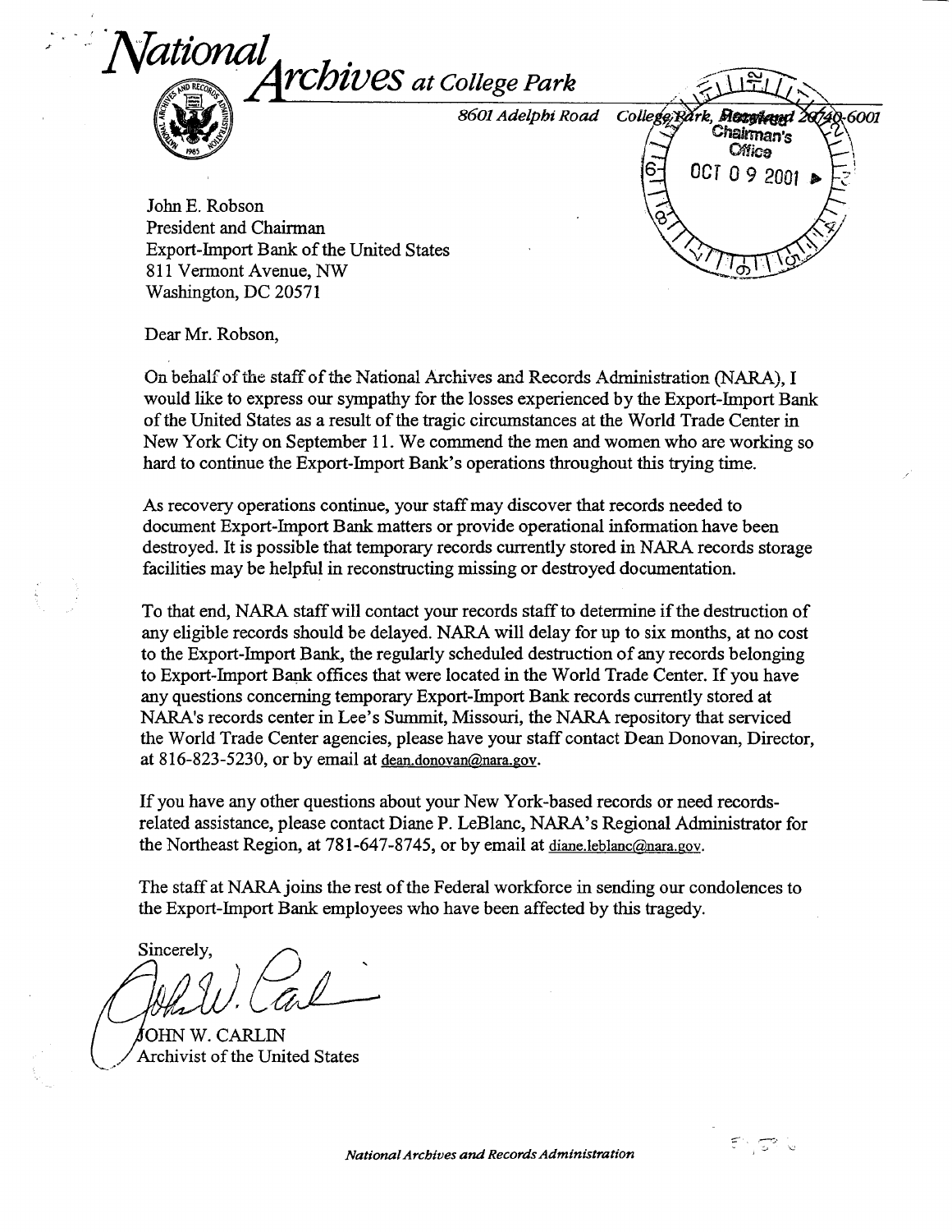# *National Archives at College Park*

*8601 Adelphi Road College Park, Maryland 20740-6001*

Received
Chairman's Office
OCT 0 9 2001

John E. Robson
President and Chairman
Export-Import Bank of the United States
811 Vermont Avenue, NW
Washington, DC 20571

Dear Mr. Robson,

On behalf of the staff of the National Archives and Records Administration (NARA), I would like to express our sympathy for the losses experienced by the Export-Import Bank of the United States as a result of the tragic circumstances at the World Trade Center in New York City on September 11. We commend the men and women who are working so hard to continue the Export-Import Bank's operations throughout this trying time.

As recovery operations continue, your staff may discover that records needed to document Export-Import Bank matters or provide operational information have been destroyed. It is possible that temporary records currently stored in NARA records storage facilities may be helpful in reconstructing missing or destroyed documentation.

To that end, NARA staff will contact your records staff to determine if the destruction of any eligible records should be delayed. NARA will delay for up to six months, at no cost to the Export-Import Bank, the regularly scheduled destruction of any records belonging to Export-Import Bank offices that were located in the World Trade Center. If you have any questions concerning temporary Export-Import Bank records currently stored at NARA's records center in Lee's Summit, Missouri, the NARA repository that serviced the World Trade Center agencies, please have your staff contact Dean Donovan, Director, at 816-823-5230, or by email at dean.donovan@nara.gov.

If you have any other questions about your New York-based records or need records-related assistance, please contact Diane P. LeBlanc, NARA's Regional Administrator for the Northeast Region, at 781-647-8745, or by email at diane.leblanc@nara.gov.

The staff at NARA joins the rest of the Federal workforce in sending our condolences to the Export-Import Bank employees who have been affected by this tragedy.

Sincerely,

JOHN W. CARLIN
Archivist of the United States

*National Archives and Records Administration*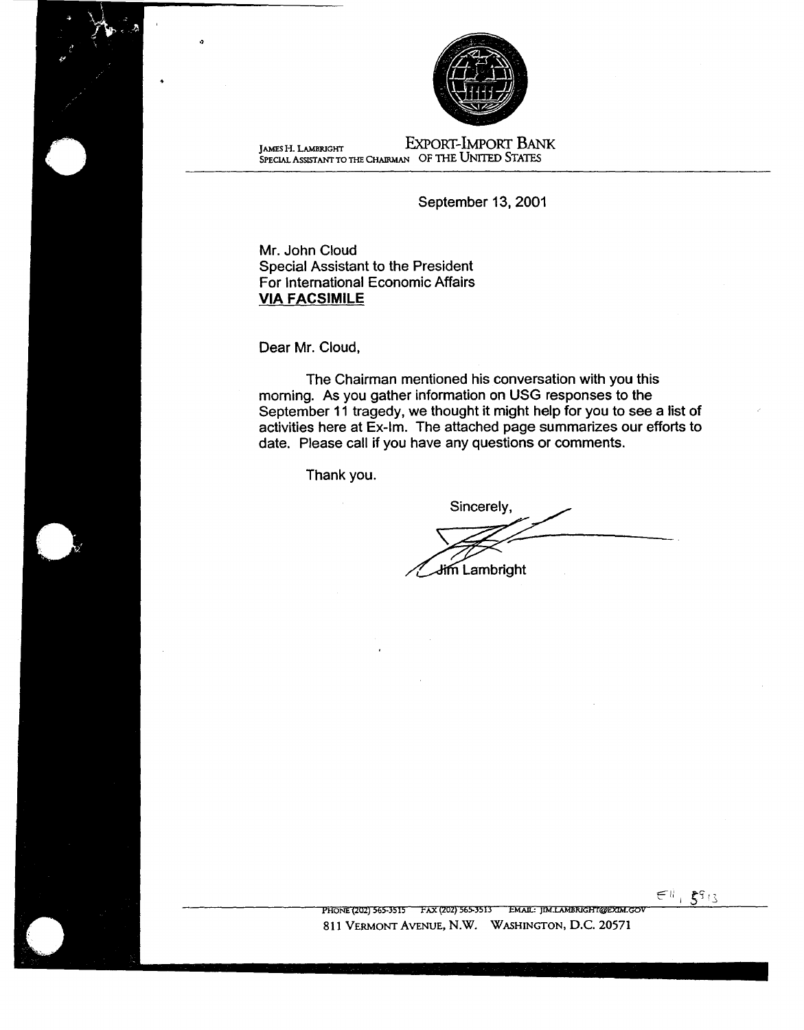JAMES H. LAMBRIGHT
SPECIAL ASSISTANT TO THE CHAIRMAN

EXPORT-IMPORT BANK
OF THE UNITED STATES

September 13, 2001

Mr. John Cloud
Special Assistant to the President
For International Economic Affairs
**VIA FACSIMILE**

Dear Mr. Cloud,

The Chairman mentioned his conversation with you this morning. As you gather information on USG responses to the September 11 tragedy, we thought it might help for you to see a list of activities here at Ex-Im. The attached page summarizes our efforts to date. Please call if you have any questions or comments.

Thank you.

Sincerely,

Jim Lambright

PHONE (202) 565-3515 FAX (202) 565-3513 EMAIL: JIM.LAMBRIGHT@EXIM.GOV
811 VERMONT AVENUE, N.W. WASHINGTON, D.C. 20571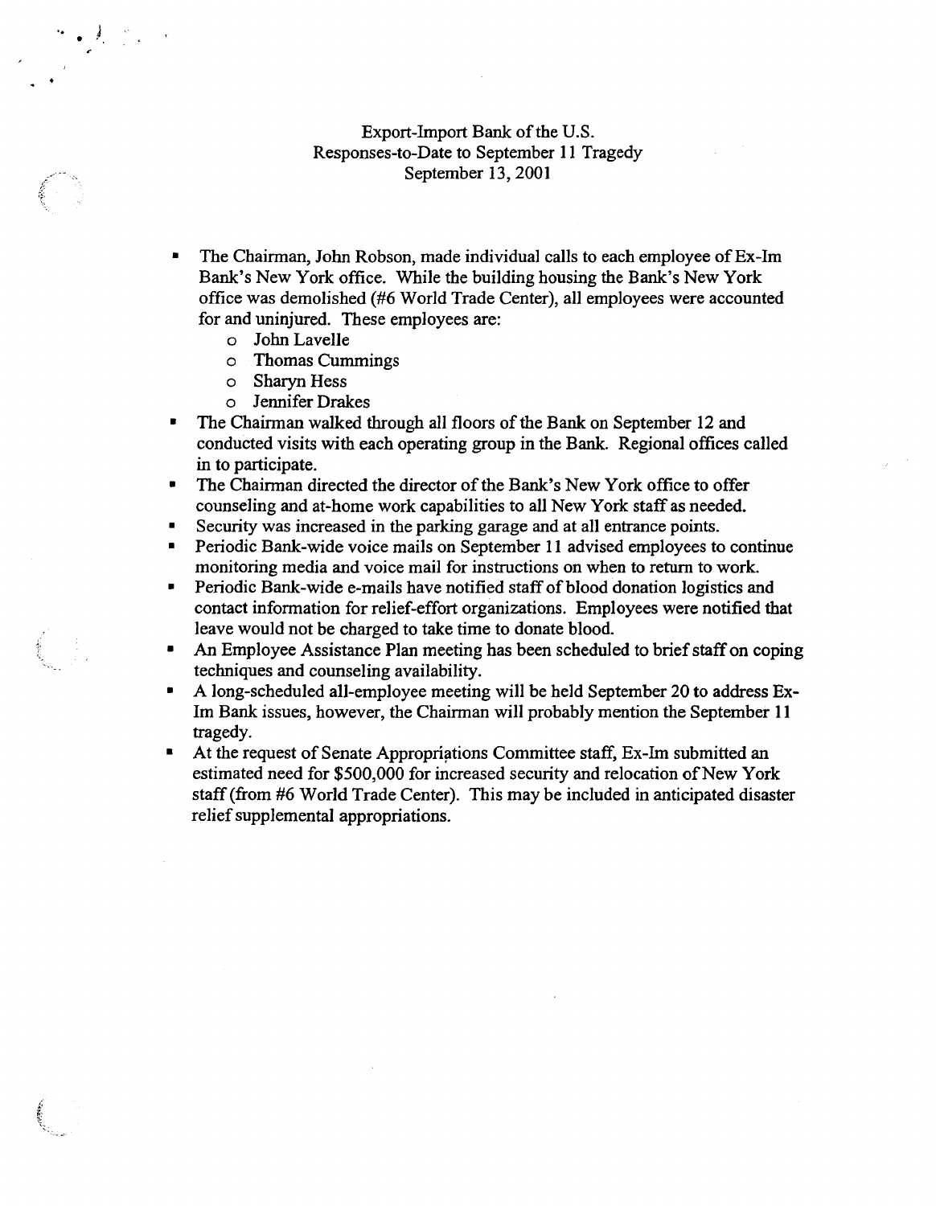Export-Import Bank of the U.S.
Responses-to-Date to September 11 Tragedy
September 13, 2001

- The Chairman, John Robson, made individual calls to each employee of Ex-Im Bank's New York office. While the building housing the Bank's New York office was demolished (#6 World Trade Center), all employees were accounted for and uninjured. These employees are:
  - John Lavelle
  - Thomas Cummings
  - Sharyn Hess
  - Jennifer Drakes
- The Chairman walked through all floors of the Bank on September 12 and conducted visits with each operating group in the Bank. Regional offices called in to participate.
- The Chairman directed the director of the Bank's New York office to offer counseling and at-home work capabilities to all New York staff as needed.
- Security was increased in the parking garage and at all entrance points.
- Periodic Bank-wide voice mails on September 11 advised employees to continue monitoring media and voice mail for instructions on when to return to work.
- Periodic Bank-wide e-mails have notified staff of blood donation logistics and contact information for relief-effort organizations. Employees were notified that leave would not be charged to take time to donate blood.
- An Employee Assistance Plan meeting has been scheduled to brief staff on coping techniques and counseling availability.
- A long-scheduled all-employee meeting will be held September 20 to address Ex-Im Bank issues, however, the Chairman will probably mention the September 11 tragedy.
- At the request of Senate Appropriations Committee staff, Ex-Im submitted an estimated need for $500,000 for increased security and relocation of New York staff (from #6 World Trade Center). This may be included in anticipated disaster relief supplemental appropriations.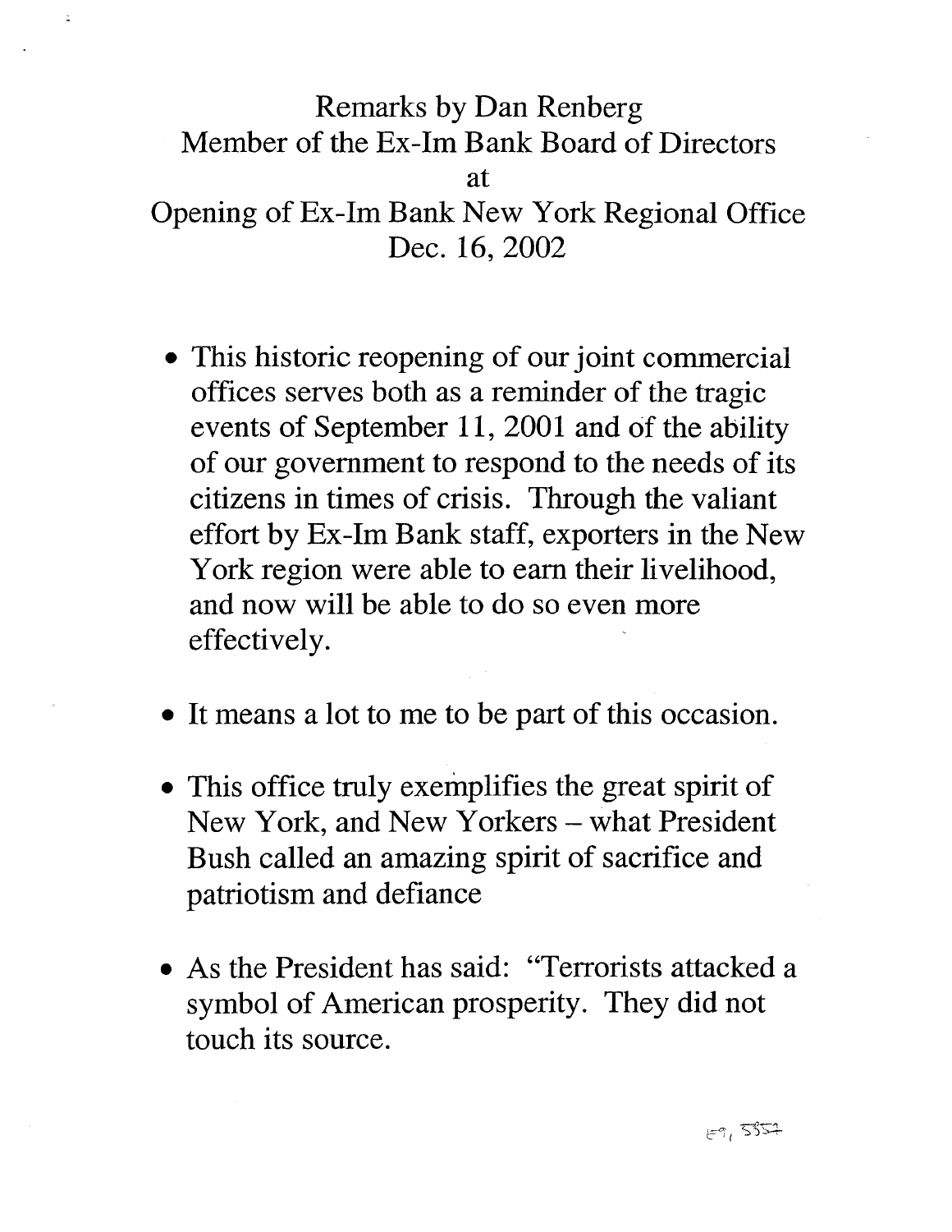Remarks by Dan Renberg
Member of the Ex-Im Bank Board of Directors
at
Opening of Ex-Im Bank New York Regional Office
Dec. 16, 2002

- This historic reopening of our joint commercial offices serves both as a reminder of the tragic events of September 11, 2001 and of the ability of our government to respond to the needs of its citizens in times of crisis. Through the valiant effort by Ex-Im Bank staff, exporters in the New York region were able to earn their livelihood, and now will be able to do so even more effectively.

- It means a lot to me to be part of this occasion.

- This office truly exemplifies the great spirit of New York, and New Yorkers – what President Bush called an amazing spirit of sacrifice and patriotism and defiance

- As the President has said: "Terrorists attacked a symbol of American prosperity. They did not touch its source.

E9, 5557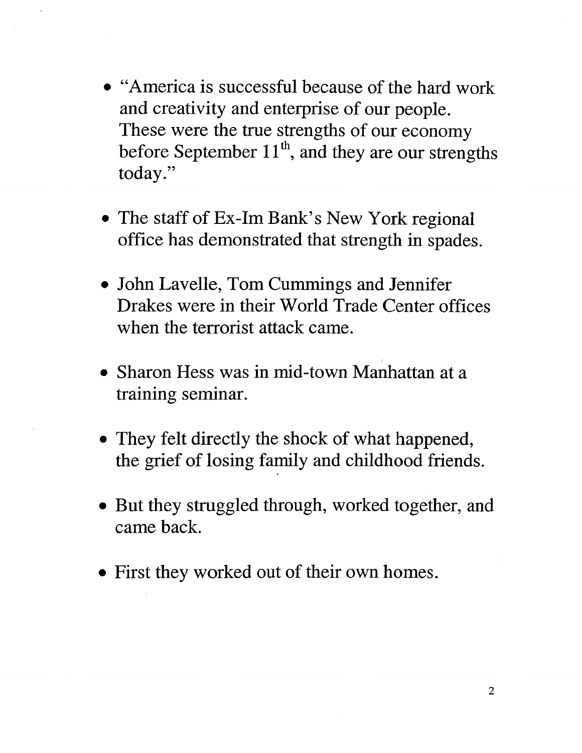- "America is successful because of the hard work and creativity and enterprise of our people. These were the true strengths of our economy before September 11th, and they are our strengths today."

- The staff of Ex-Im Bank's New York regional office has demonstrated that strength in spades.

- John Lavelle, Tom Cummings and Jennifer Drakes were in their World Trade Center offices when the terrorist attack came.

- Sharon Hess was in mid-town Manhattan at a training seminar.

- They felt directly the shock of what happened, the grief of losing family and childhood friends.

- But they struggled through, worked together, and came back.

- First they worked out of their own homes.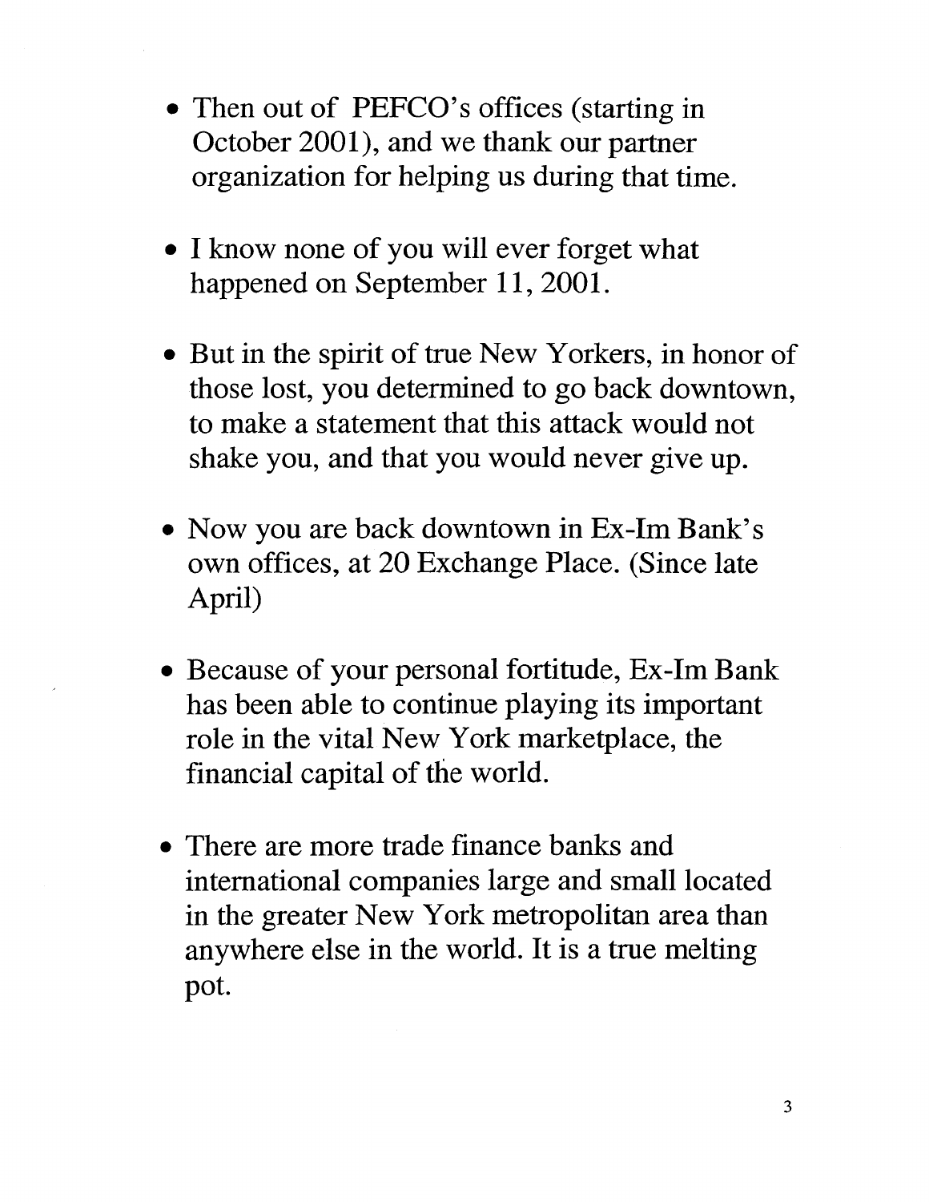- Then out of PEFCO's offices (starting in October 2001), and we thank our partner organization for helping us during that time.

- I know none of you will ever forget what happened on September 11, 2001.

- But in the spirit of true New Yorkers, in honor of those lost, you determined to go back downtown, to make a statement that this attack would not shake you, and that you would never give up.

- Now you are back downtown in Ex-Im Bank's own offices, at 20 Exchange Place. (Since late April)

- Because of your personal fortitude, Ex-Im Bank has been able to continue playing its important role in the vital New York marketplace, the financial capital of the world.

- There are more trade finance banks and international companies large and small located in the greater New York metropolitan area than anywhere else in the world. It is a true melting pot.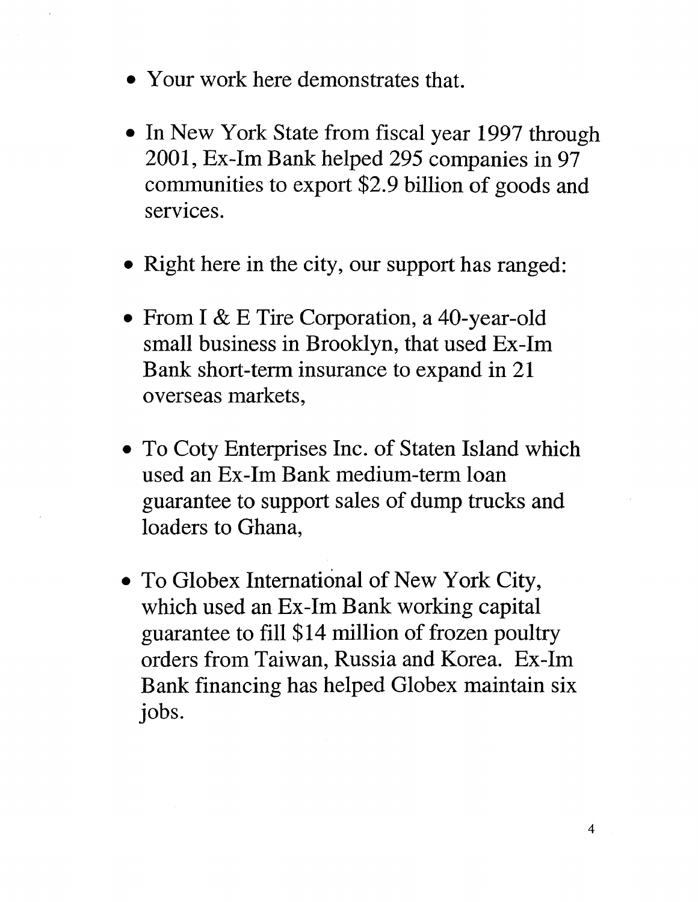- Your work here demonstrates that.

- In New York State from fiscal year 1997 through 2001, Ex-Im Bank helped 295 companies in 97 communities to export $2.9 billion of goods and services.

- Right here in the city, our support has ranged:

- From I & E Tire Corporation, a 40-year-old small business in Brooklyn, that used Ex-Im Bank short-term insurance to expand in 21 overseas markets,

- To Coty Enterprises Inc. of Staten Island which used an Ex-Im Bank medium-term loan guarantee to support sales of dump trucks and loaders to Ghana,

- To Globex International of New York City, which used an Ex-Im Bank working capital guarantee to fill $14 million of frozen poultry orders from Taiwan, Russia and Korea. Ex-Im Bank financing has helped Globex maintain six jobs.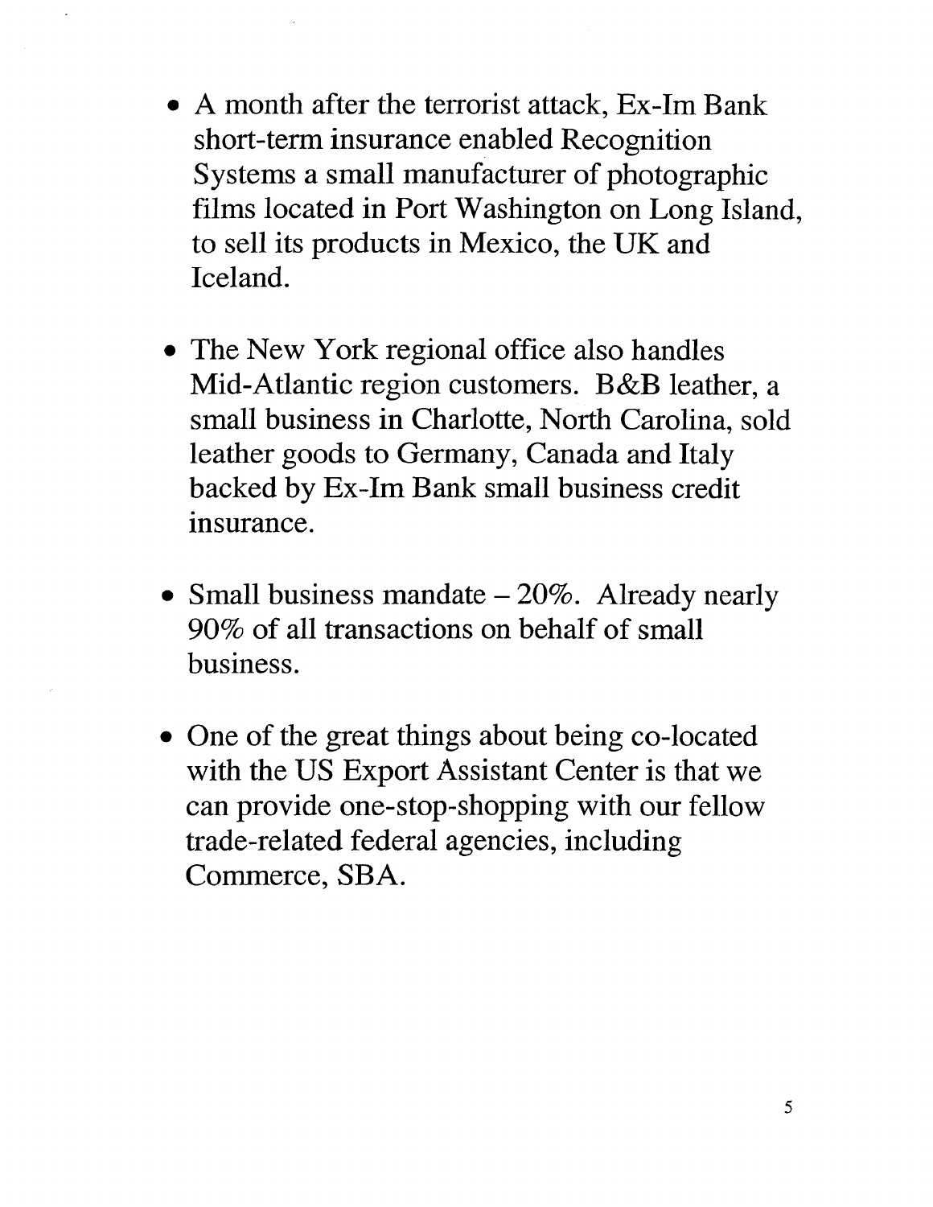- A month after the terrorist attack, Ex-Im Bank short-term insurance enabled Recognition Systems a small manufacturer of photographic films located in Port Washington on Long Island, to sell its products in Mexico, the UK and Iceland.

- The New York regional office also handles Mid-Atlantic region customers. B&B leather, a small business in Charlotte, North Carolina, sold leather goods to Germany, Canada and Italy backed by Ex-Im Bank small business credit insurance.

- Small business mandate – 20%. Already nearly 90% of all transactions on behalf of small business.

- One of the great things about being co-located with the US Export Assistant Center is that we can provide one-stop-shopping with our fellow trade-related federal agencies, including Commerce, SBA.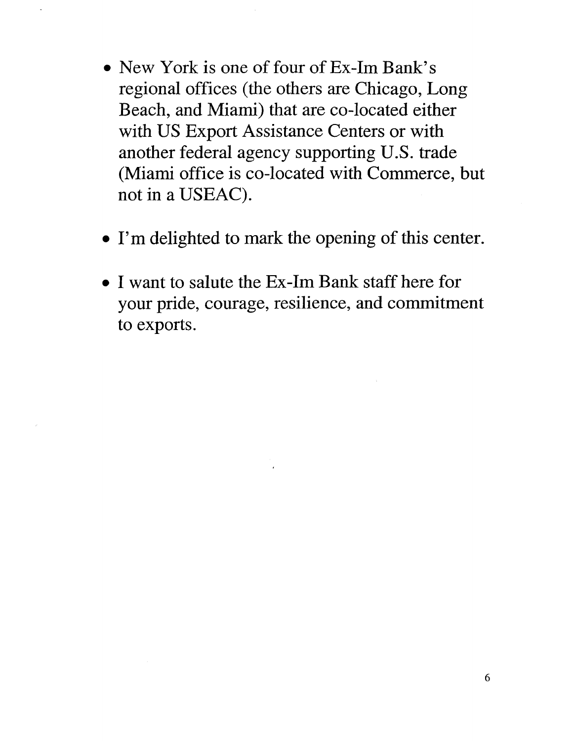- New York is one of four of Ex-Im Bank's regional offices (the others are Chicago, Long Beach, and Miami) that are co-located either with US Export Assistance Centers or with another federal agency supporting U.S. trade (Miami office is co-located with Commerce, but not in a USEAC).

- I'm delighted to mark the opening of this center.

- I want to salute the Ex-Im Bank staff here for your pride, courage, resilience, and commitment to exports.